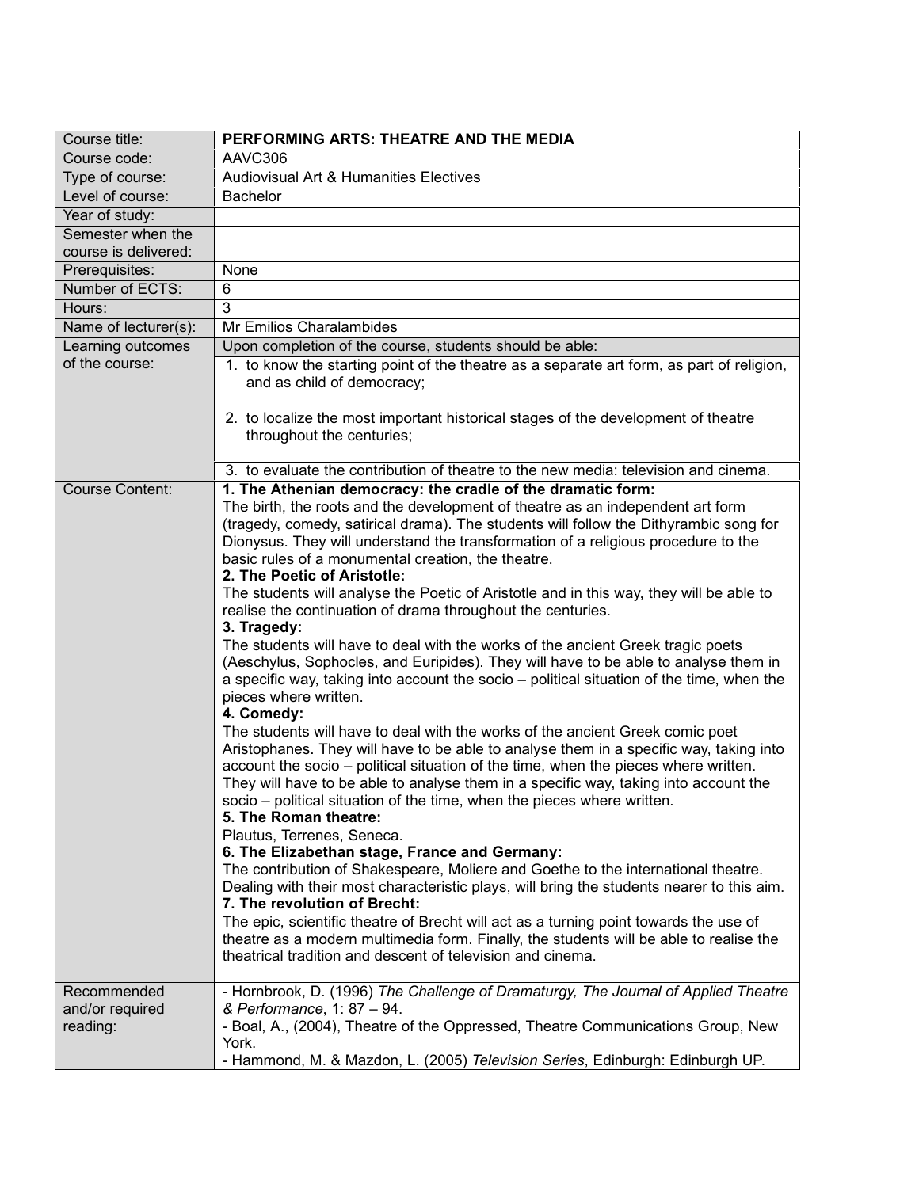| Course title: | **PERFORMING ARTS: THEATRE AND THE MEDIA** |
|---|---|
| Course code: | AAVC306 |
| Type of course: | Audiovisual Art & Humanities Electives |
| Level of course: | Bachelor |
| Year of study: | |
| Semester when the course is delivered: | |
| Prerequisites: | None |
| Number of ECTS: | 6 |
| Hours: | 3 |
| Name of lecturer(s): | Mr Emilios Charalambides |
| Learning outcomes of the course: | Upon completion of the course, students should be able:<br>1. to know the starting point of the theatre as a separate art form, as part of religion, and as child of democracy;<br>2. to localize the most important historical stages of the development of theatre throughout the centuries;<br>3. to evaluate the contribution of theatre to the new media: television and cinema. |
| Course Content: | **1. The Athenian democracy: the cradle of the dramatic form:**<br>The birth, the roots and the development of theatre as an independent art form (tragedy, comedy, satirical drama). The students will follow the Dithyrambic song for Dionysus. They will understand the transformation of a religious procedure to the basic rules of a monumental creation, the theatre.<br>**2. The Poetic of Aristotle:**<br>The students will analyse the Poetic of Aristotle and in this way, they will be able to realise the continuation of drama throughout the centuries.<br>**3. Tragedy:**<br>The students will have to deal with the works of the ancient Greek tragic poets (Aeschylus, Sophocles, and Euripides). They will have to be able to analyse them in a specific way, taking into account the socio – political situation of the time, when the pieces where written.<br>**4. Comedy:**<br>The students will have to deal with the works of the ancient Greek comic poet Aristophanes. They will have to be able to analyse them in a specific way, taking into account the socio – political situation of the time, when the pieces where written. They will have to be able to analyse them in a specific way, taking into account the socio – political situation of the time, when the pieces where written.<br>**5. The Roman theatre:**<br>Plautus, Terrenes, Seneca.<br>**6. The Elizabethan stage, France and Germany:**<br>The contribution of Shakespeare, Moliere and Goethe to the international theatre. Dealing with their most characteristic plays, will bring the students nearer to this aim.<br>**7. The revolution of Brecht:**<br>The epic, scientific theatre of Brecht will act as a turning point towards the use of theatre as a modern multimedia form. Finally, the students will be able to realise the theatrical tradition and descent of television and cinema. |
| Recommended and/or required reading: | - Hornbrook, D. (1996) *The Challenge of Dramaturgy, The Journal of Applied Theatre & Performance*, 1: 87 – 94.<br>- Boal, A., (2004), Theatre of the Oppressed, Theatre Communications Group, New York.<br>- Hammond, M. & Mazdon, L. (2005) *Television Series*, Edinburgh: Edinburgh UP. |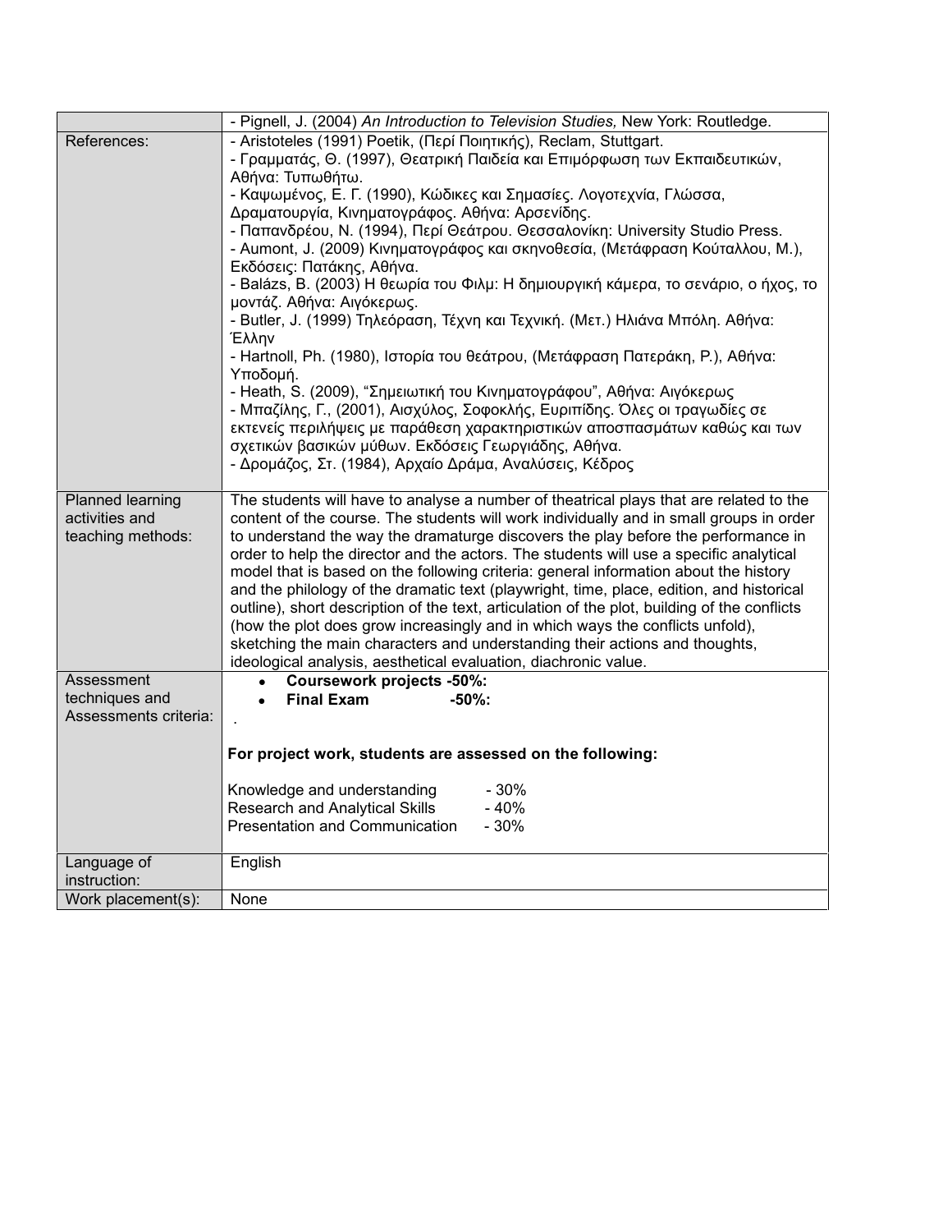| | |
|---|---|
| | - Pignell, J. (2004) *An Introduction to Television Studies,* New York: Routledge. |
| References: | - Aristoteles (1991) Poetik, (Περί Ποιητικής), Reclam, Stuttgart.<br>- Γραμματάς, Θ. (1997), Θεατρική Παιδεία και Επιμόρφωση των Εκπαιδευτικών, Αθήνα: Τυπωθήτω.<br>- Καψωμένος, Ε. Γ. (1990), Κώδικες και Σημασίες. Λογοτεχνία, Γλώσσα, Δραματουργία, Κινηματογράφος. Αθήνα: Αρσενίδης.<br>- Παπανδρέου, Ν. (1994), Περί Θεάτρου. Θεσσαλονίκη: University Studio Press.<br>- Aumont, J. (2009) Κινηματογράφος και σκηνοθεσία, (Μετάφραση Κούταλλου, Μ.), Εκδόσεις: Πατάκης, Αθήνα.<br>- Balázs, B. (2003) Η θεωρία του Φιλμ: Η δημιουργική κάμερα, το σενάριο, ο ήχος, το μοντάζ. Αθήνα: Αιγόκερως.<br>- Butler, J. (1999) Τηλεόραση, Τέχνη και Τεχνική. (Μετ.) Ηλιάνα Μπόλη. Αθήνα: Έλλην<br>- Hartnoll, Ph. (1980), Ιστορία του θεάτρου, (Μετάφραση Πατεράκη, Ρ.), Αθήνα: Υποδομή.<br>- Heath, S. (2009), "Σημειωτική του Κινηματογράφου", Αθήνα: Αιγόκερως<br>- Μπαζίλης, Γ., (2001), Αισχύλος, Σοφοκλής, Ευριπίδης. Όλες οι τραγωδίες σε εκτενείς περιλήψεις με παράθεση χαρακτηριστικών αποσπασμάτων καθώς και των σχετικών βασικών μύθων. Εκδόσεις Γεωργιάδης, Αθήνα.<br>- Δρομάζος, Στ. (1984), Αρχαίο Δράμα, Αναλύσεις, Κέδρος |
| Planned learning activities and teaching methods: | The students will have to analyse a number of theatrical plays that are related to the content of the course. The students will work individually and in small groups in order to understand the way the dramaturge discovers the play before the performance in order to help the director and the actors. The students will use a specific analytical model that is based on the following criteria: general information about the history and the philology of the dramatic text (playwright, time, place, edition, and historical outline), short description of the text, articulation of the plot, building of the conflicts (how the plot does grow increasingly and in which ways the conflicts unfold), sketching the main characters and understanding their actions and thoughts, ideological analysis, aesthetical evaluation, diachronic value. |
| Assessment techniques and Assessments criteria: | • **Coursework projects -50%:**<br>• **Final Exam -50%:**<br>.<br>**For project work, students are assessed on the following:**<br><br>Knowledge and understanding - 30%<br>Research and Analytical Skills - 40%<br>Presentation and Communication - 30% |
| Language of instruction: | English |
| Work placement(s): | None |